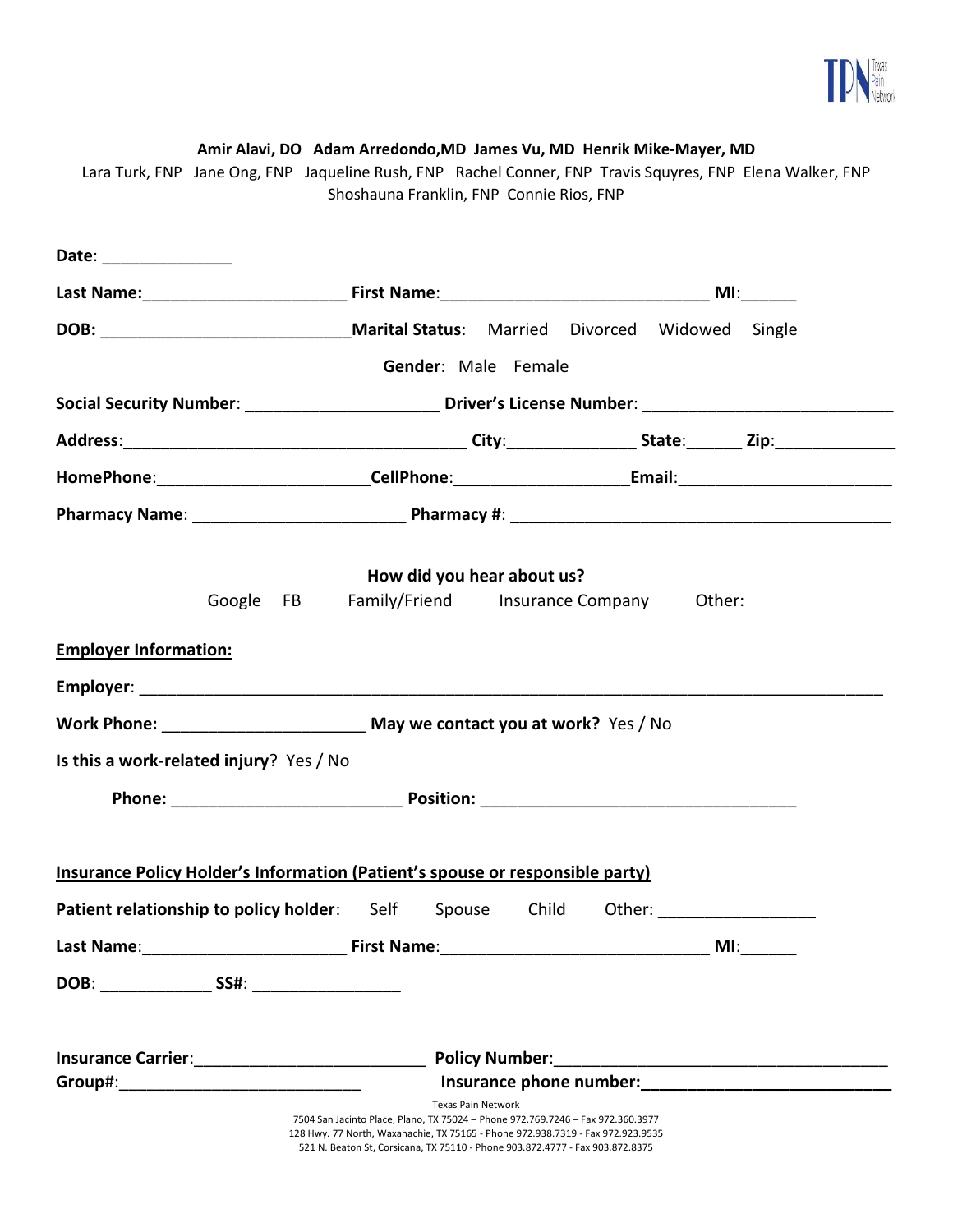**Amir Alavi, DO  Adam Arredondo,MD  James Vu, MD  Henrik Mike-Mayer, MD**

Lara Turk, FNP  Jane Ong, FNP  Jaqueline Rush, FNP  Rachel Conner, FNP  Travis Squyres, FNP  Elena Walker, FNP  Shoshauna Franklin, FNP  Connie Rios, FNP

**Date**: ______________

**Last Name:**______________________ **First Name**:_____________________________ **MI**:______

**DOB:** ___________________________**Marital Status**:  Married  Divorced  Widowed  Single

**Gender**:  Male  Female

**Social Security Number**: ____________________ **Driver's License Number**: ___________________________

**Address**:_____________________________________ **City**:______________ **State**:______ **Zip**:_____________

**HomePhone**:_______________________**CellPhone**:__________________**Email**:_______________________

**Pharmacy Name**: ______________________ **Pharmacy #**: _________________________________________

**How did you hear about us?**

Google  FB  Family/Friend  Insurance Company  Other:

**Employer Information:**

**Employer**: _______________________________________________________________________________

**Work Phone:** ______________________ **May we contact you at work?** Yes / No

**Is this a work-related injury**? Yes / No

**Phone:** ________________________ **Position:** __________________________________

**Insurance Policy Holder's Information (Patient's spouse or responsible party)**

**Patient relationship to policy holder**:  Self  Spouse  Child  Other: _________________

**Last Name**:______________________ **First Name**:_____________________________ **MI**:______

**DOB**: ____________ **SS#**: ________________

**Insurance Carrier**:_________________________ **Policy Number**:____________________________________

**Group#**:___________________________ **Insurance phone number:**___________________________

Texas Pain Network
7504 San Jacinto Place, Plano, TX 75024 – Phone 972.769.7246 – Fax 972.360.3977
128 Hwy. 77 North, Waxahachie, TX 75165 - Phone 972.938.7319 - Fax 972.923.9535
521 N. Beaton St, Corsicana, TX 75110 - Phone 903.872.4777 - Fax 903.872.8375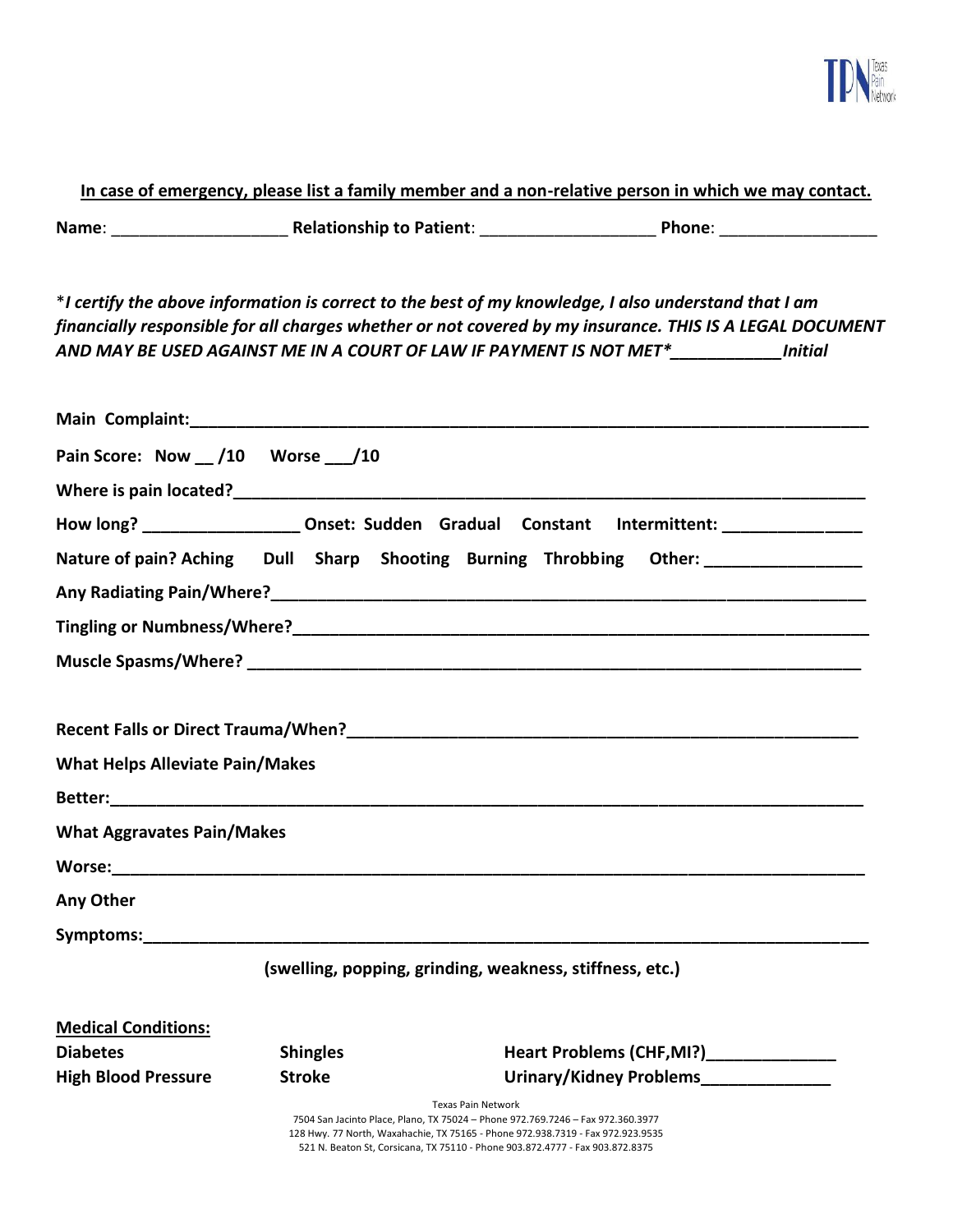**In case of emergency, please list a family member and a non-relative person in which we may contact.**

**Name**: ___________________ **Relationship to Patient**: ___________________ **Phone**: _________________

*\*I certify the above information is correct to the best of my knowledge, I also understand that I am financially responsible for all charges whether or not covered by my insurance. THIS IS A LEGAL DOCUMENT AND MAY BE USED AGAINST ME IN A COURT OF LAW IF PAYMENT IS NOT MET\*____________Initial*

**Main Complaint:**_____________________________________________________________________________

**Pain Score: Now __ /10 Worse ___/10**

**Where is pain located?**__________________________________________________________________________

**How long?** _________________ **Onset: Sudden Gradual Constant Intermittent:** _______________

**Nature of pain? Aching Dull Sharp Shooting Burning Throbbing Other:** _________________

**Any Radiating Pain/Where?**______________________________________________________________________

**Tingling or Numbness/Where?**____________________________________________________________________

**Muscle Spasms/Where?** _________________________________________________________________________

**Recent Falls or Direct Trauma/When?**______________________________________________________________

**What Helps Alleviate Pain/Makes Better:**_____________________________________________________________________________________

**What Aggravates Pain/Makes Worse:**_____________________________________________________________________________________

**Any Other Symptoms:**_________________________________________________________________________________

**(swelling, popping, grinding, weakness, stiffness, etc.)**

**Medical Conditions:**

| | | |
|---|---|---|
| **Diabetes** | **Shingles** | **Heart Problems (CHF,MI?)**______________ |
| **High Blood Pressure** | **Stroke** | **Urinary/Kidney Problems**______________ |

Texas Pain Network
7504 San Jacinto Place, Plano, TX 75024 – Phone 972.769.7246 – Fax 972.360.3977
128 Hwy. 77 North, Waxahachie, TX 75165 - Phone 972.938.7319 - Fax 972.923.9535
521 N. Beaton St, Corsicana, TX 75110 - Phone 903.872.4777 - Fax 903.872.8375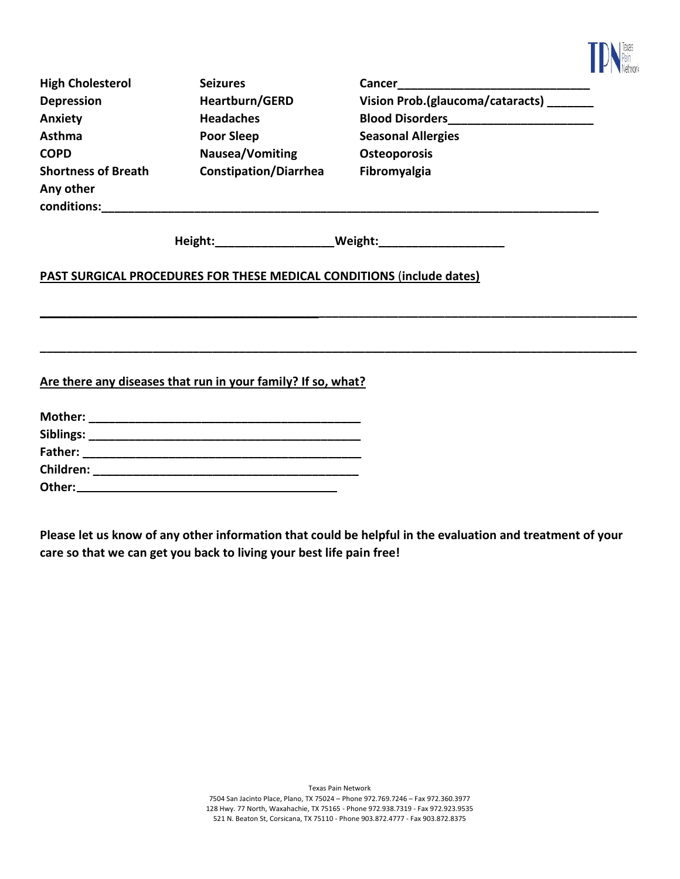| | | |
|---|---|---|
| **High Cholesterol** | **Seizures** | **Cancer**_____________________________ |
| **Depression** | **Heartburn/GERD** | **Vision Prob.(glaucoma/cataracts)** _______ |
| **Anxiety** | **Headaches** | **Blood Disorders**_____________________ |
| **Asthma** | **Poor Sleep** | **Seasonal Allergies** |
| **COPD** | **Nausea/Vomiting** | **Osteoporosis** |
| **Shortness of Breath** | **Constipation/Diarrhea** | **Fibromyalgia** |

**Any other conditions:**_____________________________________________________________________________

**Height:**_________________**Weight:**__________________

**PAST SURGICAL PROCEDURES FOR THESE MEDICAL CONDITIONS (include dates)**

_____________________________________________________________________________________________

_____________________________________________________________________________________________

**Are there any diseases that run in your family? If so, what?**

**Mother:** _________________________________________

**Siblings:** ________________________________________

**Father:** __________________________________________

**Children:** ________________________________________

**Other:**__________________________________________

**Please let us know of any other information that could be helpful in the evaluation and treatment of your care so that we can get you back to living your best life pain free!**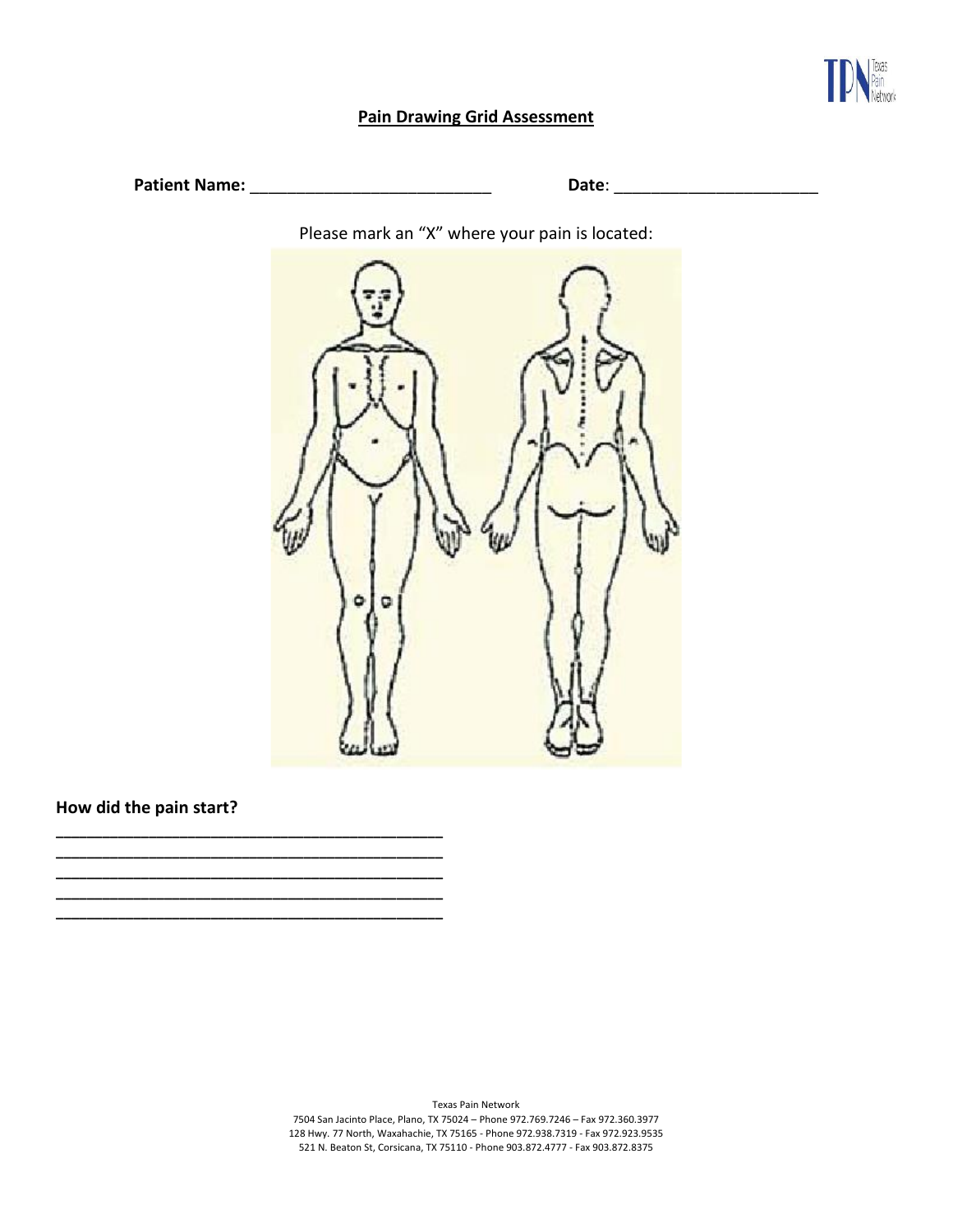## Pain Drawing Grid Assessment

**Patient Name:** ___________________________ **Date**: ______________________

Please mark an "X" where your pain is located:

**How did the pain start?**

_____________________________________________
_____________________________________________
_____________________________________________
_____________________________________________
_____________________________________________

Texas Pain Network
7504 San Jacinto Place, Plano, TX 75024 – Phone 972.769.7246 – Fax 972.360.3977
128 Hwy. 77 North, Waxahachie, TX 75165 - Phone 972.938.7319 - Fax 972.923.9535
521 N. Beaton St, Corsicana, TX 75110 - Phone 903.872.4777 - Fax 903.872.8375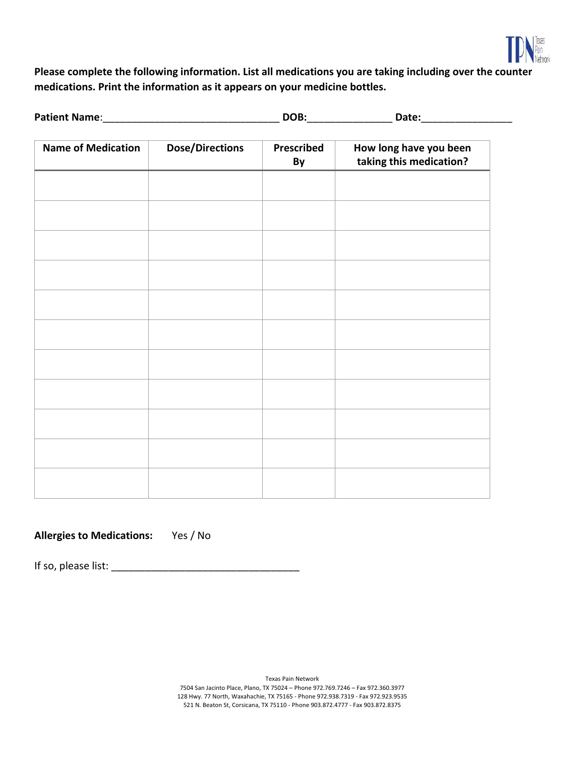**Please complete the following information. List all medications you are taking including over the counter medications. Print the information as it appears on your medicine bottles.**

**Patient Name**:_______________________________ **DOB:**_______________ **Date:**________________

| Name of Medication | Dose/Directions | Prescribed By | How long have you been taking this medication? |
|---|---|---|---|
| | | | |
| | | | |
| | | | |
| | | | |
| | | | |
| | | | |
| | | | |
| | | | |
| | | | |
| | | | |
| | | | |

**Allergies to Medications:** Yes / No

If so, please list: _________________________________

Texas Pain Network
7504 San Jacinto Place, Plano, TX 75024 – Phone 972.769.7246 – Fax 972.360.3977
128 Hwy. 77 North, Waxahachie, TX 75165 - Phone 972.938.7319 - Fax 972.923.9535
521 N. Beaton St, Corsicana, TX 75110 - Phone 903.872.4777 - Fax 903.872.8375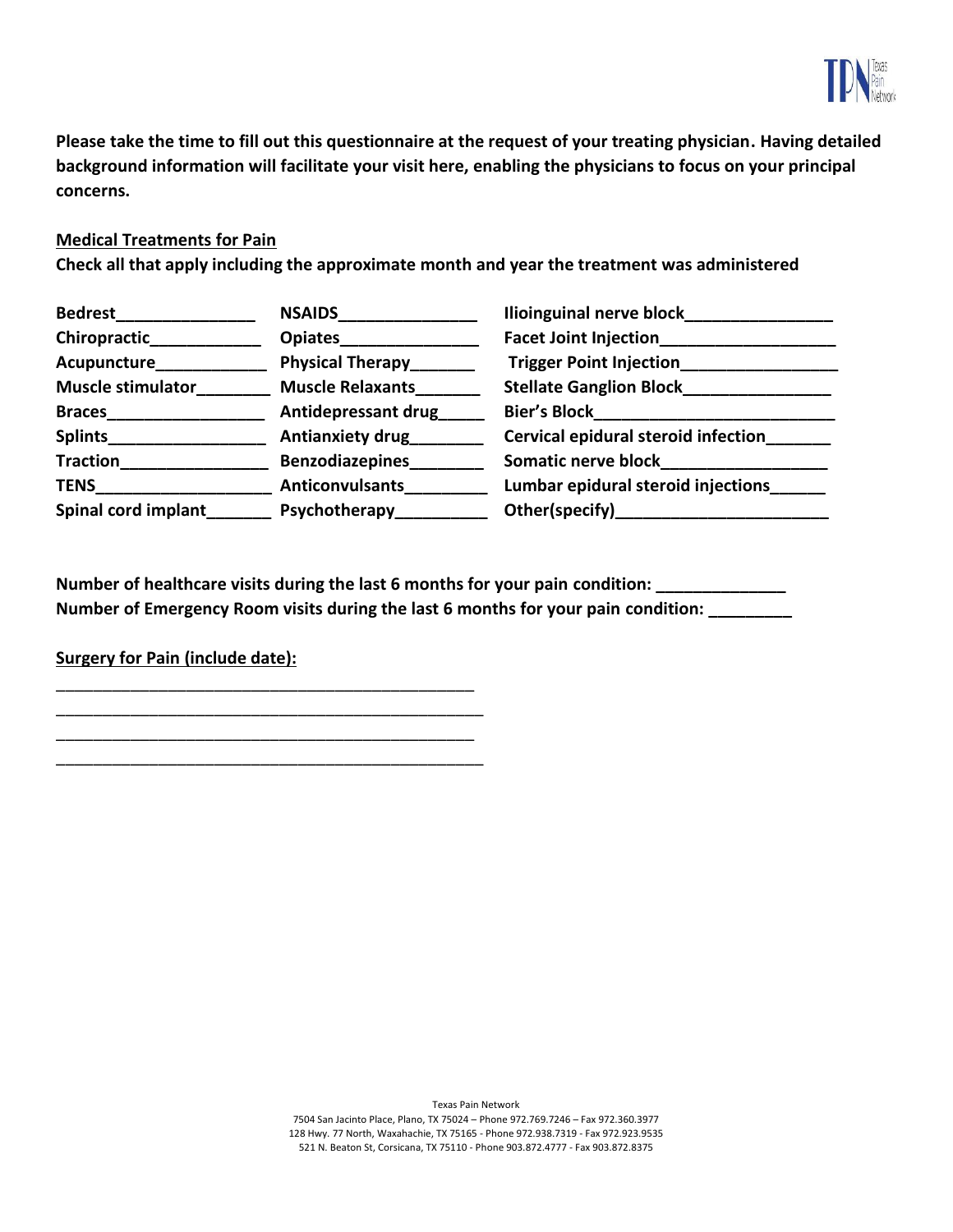**Please take the time to fill out this questionnaire at the request of your treating physician. Having detailed background information will facilitate your visit here, enabling the physicians to focus on your principal concerns.**

**Medical Treatments for Pain**

**Check all that apply including the approximate month and year the treatment was administered**

| | | |
|---|---|---|
| **Bedrest**_______________ | **NSAIDS**_______________ | **Ilioinguinal nerve block**________________ |
| **Chiropractic**____________ | **Opiates**_______________ | **Facet Joint Injection**___________________ |
| **Acupuncture**____________ | **Physical Therapy**_______ | **Trigger Point Injection**_________________ |
| **Muscle stimulator**________ | **Muscle Relaxants**_______ | **Stellate Ganglion Block**________________ |
| **Braces**_________________ | **Antidepressant drug**_____ | **Bier's Block**__________________________ |
| **Splints**_________________ | **Antianxiety drug**________ | **Cervical epidural steroid infection**_______ |
| **Traction**________________ | **Benzodiazepines**________ | **Somatic nerve block**__________________ |
| **TENS**___________________ | **Anticonvulsants**_________ | **Lumbar epidural steroid injections**______ |
| **Spinal cord implant**_______ | **Psychotherapy**__________ | **Other(specify)**_______________________ |

**Number of healthcare visits during the last 6 months for your pain condition:** ______________

**Number of Emergency Room visits during the last 6 months for your pain condition:** _________

**Surgery for Pain (include date):**

_______________________________________________

_______________________________________________

_______________________________________________

_______________________________________________

Texas Pain Network

7504 San Jacinto Place, Plano, TX 75024 – Phone 972.769.7246 – Fax 972.360.3977

128 Hwy. 77 North, Waxahachie, TX 75165 - Phone 972.938.7319 - Fax 972.923.9535

521 N. Beaton St, Corsicana, TX 75110 - Phone 903.872.4777 - Fax 903.872.8375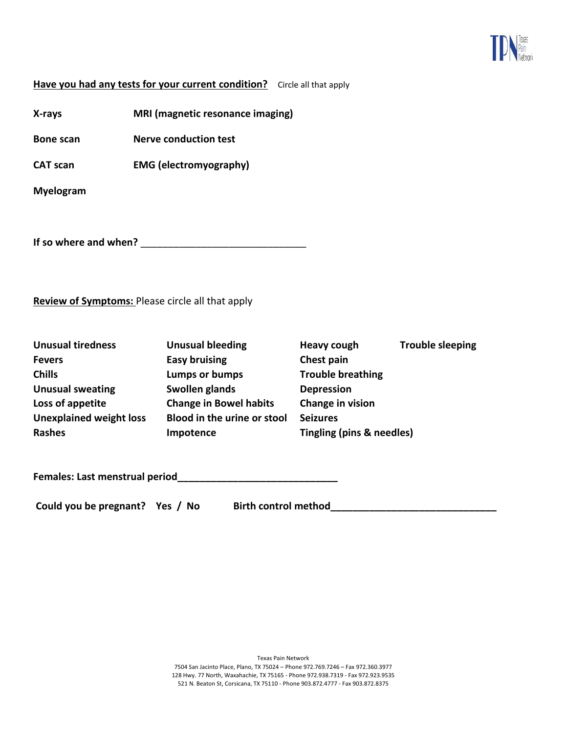**Have you had any tests for your current condition?** Circle all that apply

| | |
|---|---|
| **X-rays** | **MRI (magnetic resonance imaging)** |
| **Bone scan** | **Nerve conduction test** |
| **CAT scan** | **EMG (electromyography)** |
| **Myelogram** | |

**If so where and when?** ______________________________

**Review of Symptoms:** Please circle all that apply

| | | | |
|---|---|---|---|
| **Unusual tiredness** | **Unusual bleeding** | **Heavy cough** | **Trouble sleeping** |
| **Fevers** | **Easy bruising** | **Chest pain** | |
| **Chills** | **Lumps or bumps** | **Trouble breathing** | |
| **Unusual sweating** | **Swollen glands** | **Depression** | |
| **Loss of appetite** | **Change in Bowel habits** | **Change in vision** | |
| **Unexplained weight loss** | **Blood in the urine or stool** | **Seizures** | |
| **Rashes** | **Impotence** | **Tingling (pins & needles)** | |

**Females: Last menstrual period**_____________________________

**Could you be pregnant? Yes / No** **Birth control method**______________________________

Texas Pain Network
7504 San Jacinto Place, Plano, TX 75024 – Phone 972.769.7246 – Fax 972.360.3977
128 Hwy. 77 North, Waxahachie, TX 75165 - Phone 972.938.7319 - Fax 972.923.9535
521 N. Beaton St, Corsicana, TX 75110 - Phone 903.872.4777 - Fax 903.872.8375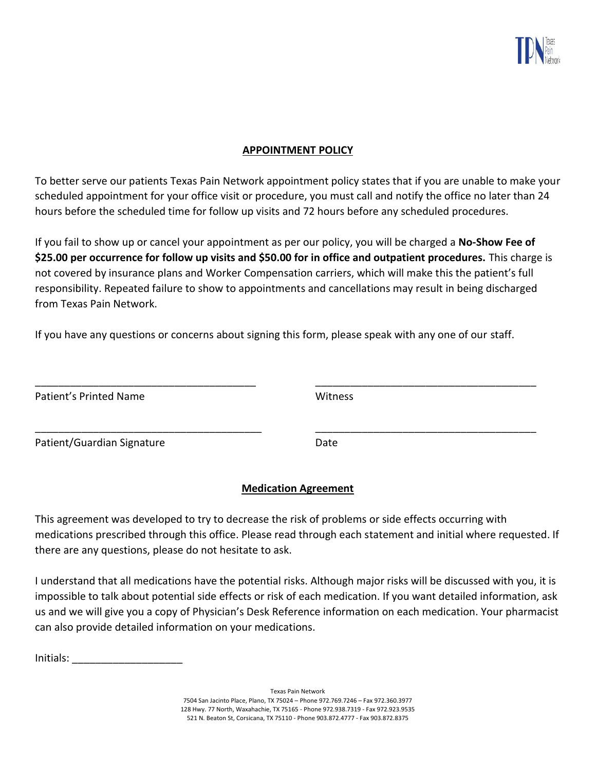## APPOINTMENT POLICY

To better serve our patients Texas Pain Network appointment policy states that if you are unable to make your scheduled appointment for your office visit or procedure, you must call and notify the office no later than 24 hours before the scheduled time for follow up visits and 72 hours before any scheduled procedures.

If you fail to show up or cancel your appointment as per our policy, you will be charged a **No-Show Fee of $25.00 per occurrence for follow up visits and $50.00 for in office and outpatient procedures.** This charge is not covered by insurance plans and Worker Compensation carriers, which will make this the patient's full responsibility. Repeated failure to show to appointments and cancellations may result in being discharged from Texas Pain Network.

If you have any questions or concerns about signing this form, please speak with any one of our staff.

______________________________________ ______________________________________

Patient's Printed Name Witness

______________________________________ ______________________________________

Patient/Guardian Signature Date

## Medication Agreement

This agreement was developed to try to decrease the risk of problems or side effects occurring with medications prescribed through this office. Please read through each statement and initial where requested. If there are any questions, please do not hesitate to ask.

I understand that all medications have the potential risks. Although major risks will be discussed with you, it is impossible to talk about potential side effects or risk of each medication. If you want detailed information, ask us and we will give you a copy of Physician's Desk Reference information on each medication. Your pharmacist can also provide detailed information on your medications.

Initials: ___________________

Texas Pain Network
7504 San Jacinto Place, Plano, TX 75024 – Phone 972.769.7246 – Fax 972.360.3977
128 Hwy. 77 North, Waxahachie, TX 75165 - Phone 972.938.7319 - Fax 972.923.9535
521 N. Beaton St, Corsicana, TX 75110 - Phone 903.872.4777 - Fax 903.872.8375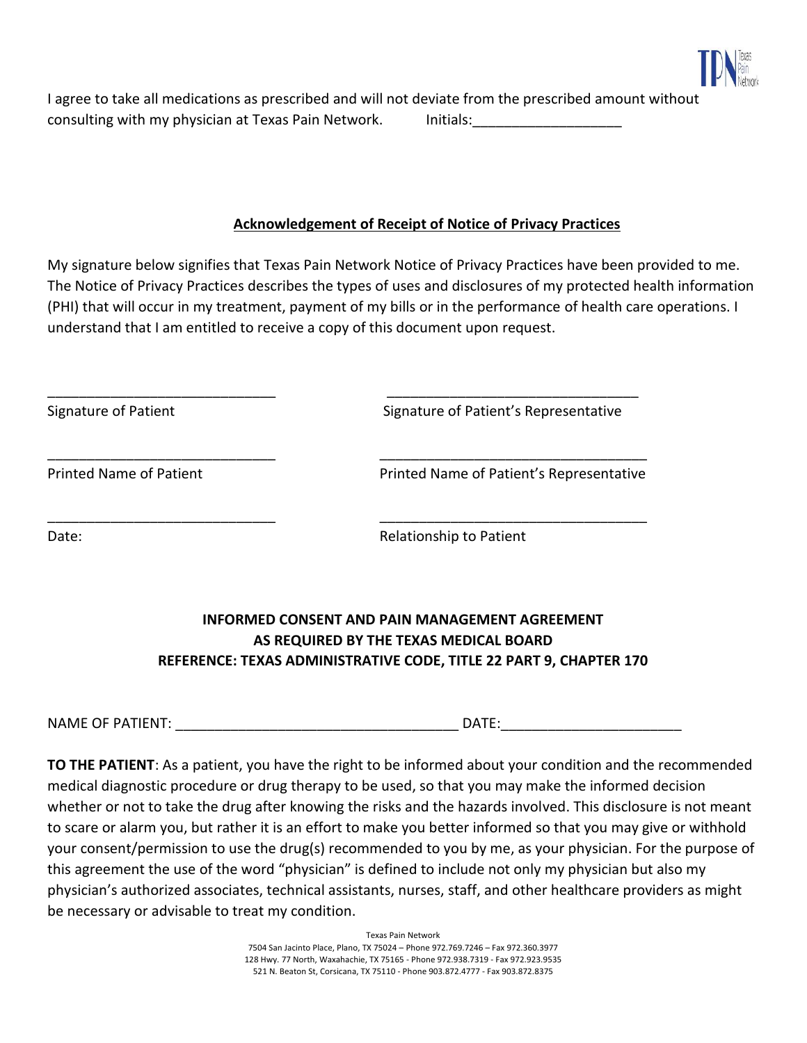I agree to take all medications as prescribed and will not deviate from the prescribed amount without consulting with my physician at Texas Pain Network. Initials:___________________

**Acknowledgement of Receipt of Notice of Privacy Practices**

My signature below signifies that Texas Pain Network Notice of Privacy Practices have been provided to me. The Notice of Privacy Practices describes the types of uses and disclosures of my protected health information (PHI) that will occur in my treatment, payment of my bills or in the performance of health care operations. I understand that I am entitled to receive a copy of this document upon request.

_____________________________ Signature of Patient

_______________________________ Signature of Patient's Representative

_____________________________ Printed Name of Patient

_______________________________ Printed Name of Patient's Representative

_____________________________ Date:

_______________________________ Relationship to Patient

**INFORMED CONSENT AND PAIN MANAGEMENT AGREEMENT**
**AS REQUIRED BY THE TEXAS MEDICAL BOARD**
**REFERENCE: TEXAS ADMINISTRATIVE CODE, TITLE 22 PART 9, CHAPTER 170**

NAME OF PATIENT: ___________________________________ DATE:______________________

**TO THE PATIENT**: As a patient, you have the right to be informed about your condition and the recommended medical diagnostic procedure or drug therapy to be used, so that you may make the informed decision whether or not to take the drug after knowing the risks and the hazards involved. This disclosure is not meant to scare or alarm you, but rather it is an effort to make you better informed so that you may give or withhold your consent/permission to use the drug(s) recommended to you by me, as your physician. For the purpose of this agreement the use of the word "physician" is defined to include not only my physician but also my physician's authorized associates, technical assistants, nurses, staff, and other healthcare providers as might be necessary or advisable to treat my condition.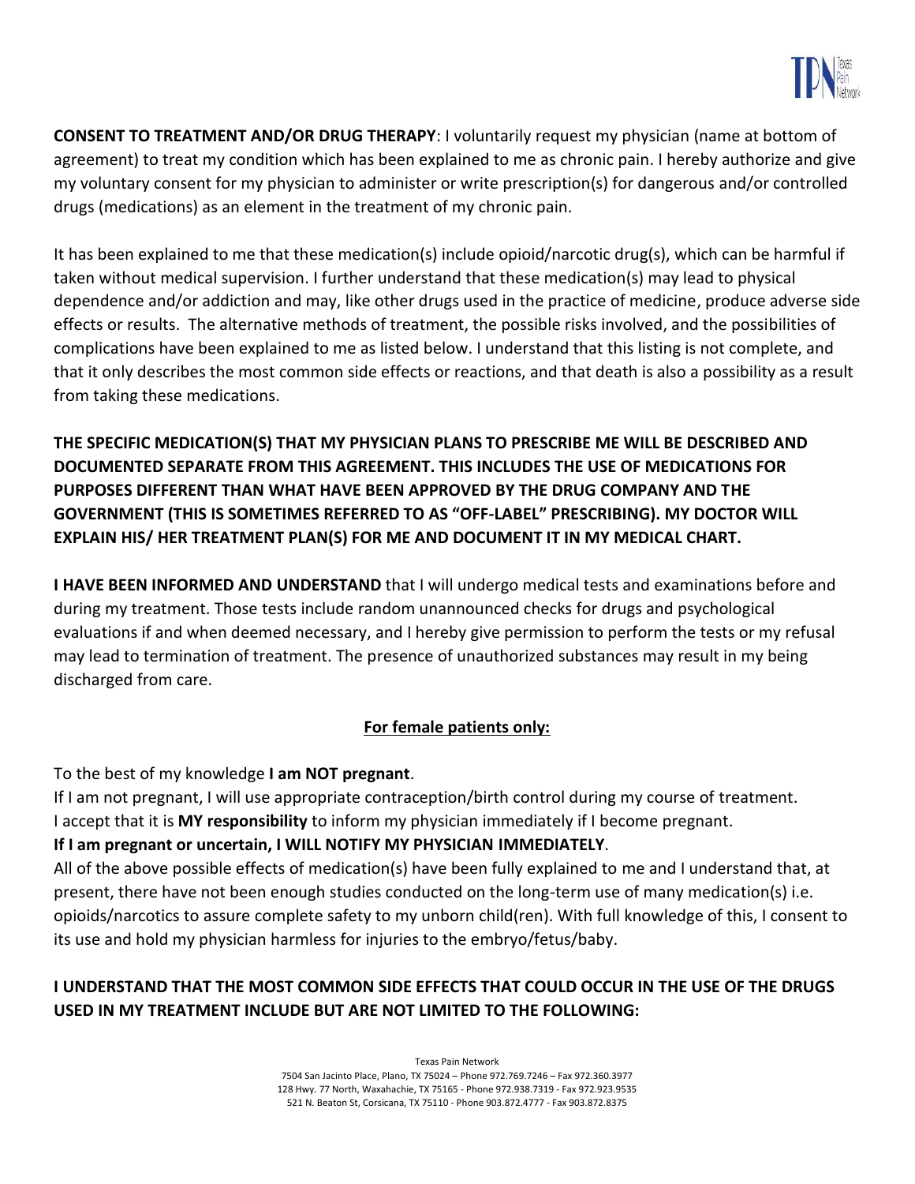**CONSENT TO TREATMENT AND/OR DRUG THERAPY**: I voluntarily request my physician (name at bottom of agreement) to treat my condition which has been explained to me as chronic pain. I hereby authorize and give my voluntary consent for my physician to administer or write prescription(s) for dangerous and/or controlled drugs (medications) as an element in the treatment of my chronic pain.

It has been explained to me that these medication(s) include opioid/narcotic drug(s), which can be harmful if taken without medical supervision. I further understand that these medication(s) may lead to physical dependence and/or addiction and may, like other drugs used in the practice of medicine, produce adverse side effects or results. The alternative methods of treatment, the possible risks involved, and the possibilities of complications have been explained to me as listed below. I understand that this listing is not complete, and that it only describes the most common side effects or reactions, and that death is also a possibility as a result from taking these medications.

**THE SPECIFIC MEDICATION(S) THAT MY PHYSICIAN PLANS TO PRESCRIBE ME WILL BE DESCRIBED AND DOCUMENTED SEPARATE FROM THIS AGREEMENT. THIS INCLUDES THE USE OF MEDICATIONS FOR PURPOSES DIFFERENT THAN WHAT HAVE BEEN APPROVED BY THE DRUG COMPANY AND THE GOVERNMENT (THIS IS SOMETIMES REFERRED TO AS "OFF-LABEL" PRESCRIBING). MY DOCTOR WILL EXPLAIN HIS/ HER TREATMENT PLAN(S) FOR ME AND DOCUMENT IT IN MY MEDICAL CHART.**

**I HAVE BEEN INFORMED AND UNDERSTAND** that I will undergo medical tests and examinations before and during my treatment. Those tests include random unannounced checks for drugs and psychological evaluations if and when deemed necessary, and I hereby give permission to perform the tests or my refusal may lead to termination of treatment. The presence of unauthorized substances may result in my being discharged from care.

**For female patients only:**

To the best of my knowledge **I am NOT pregnant**.
If I am not pregnant, I will use appropriate contraception/birth control during my course of treatment.
I accept that it is **MY responsibility** to inform my physician immediately if I become pregnant.
**If I am pregnant or uncertain, I WILL NOTIFY MY PHYSICIAN IMMEDIATELY**.
All of the above possible effects of medication(s) have been fully explained to me and I understand that, at present, there have not been enough studies conducted on the long-term use of many medication(s) i.e. opioids/narcotics to assure complete safety to my unborn child(ren). With full knowledge of this, I consent to its use and hold my physician harmless for injuries to the embryo/fetus/baby.

**I UNDERSTAND THAT THE MOST COMMON SIDE EFFECTS THAT COULD OCCUR IN THE USE OF THE DRUGS USED IN MY TREATMENT INCLUDE BUT ARE NOT LIMITED TO THE FOLLOWING:**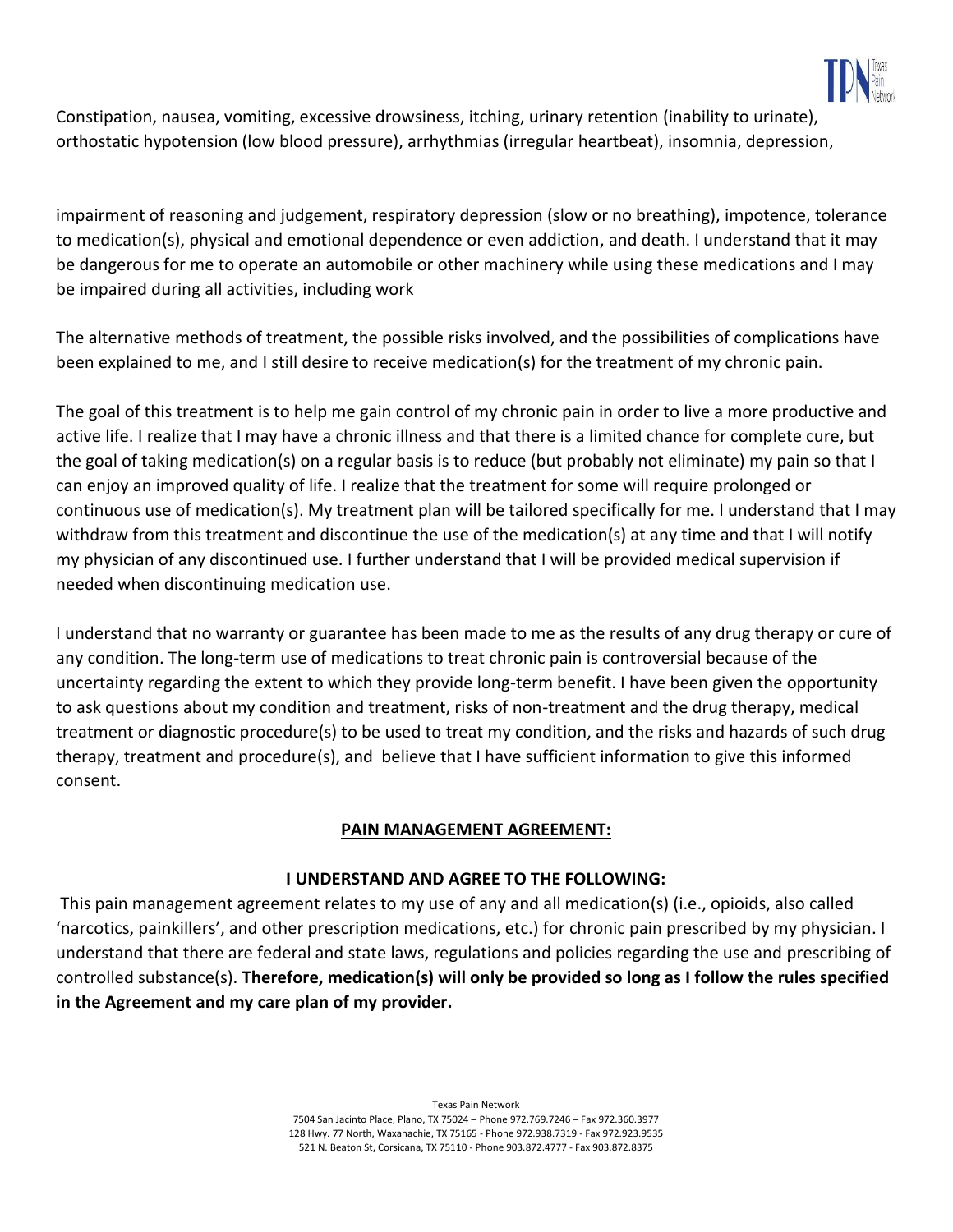Constipation, nausea, vomiting, excessive drowsiness, itching, urinary retention (inability to urinate), orthostatic hypotension (low blood pressure), arrhythmias (irregular heartbeat), insomnia, depression,

impairment of reasoning and judgement, respiratory depression (slow or no breathing), impotence, tolerance to medication(s), physical and emotional dependence or even addiction, and death. I understand that it may be dangerous for me to operate an automobile or other machinery while using these medications and I may be impaired during all activities, including work

The alternative methods of treatment, the possible risks involved, and the possibilities of complications have been explained to me, and I still desire to receive medication(s) for the treatment of my chronic pain.

The goal of this treatment is to help me gain control of my chronic pain in order to live a more productive and active life. I realize that I may have a chronic illness and that there is a limited chance for complete cure, but the goal of taking medication(s) on a regular basis is to reduce (but probably not eliminate) my pain so that I can enjoy an improved quality of life. I realize that the treatment for some will require prolonged or continuous use of medication(s). My treatment plan will be tailored specifically for me. I understand that I may withdraw from this treatment and discontinue the use of the medication(s) at any time and that I will notify my physician of any discontinued use. I further understand that I will be provided medical supervision if needed when discontinuing medication use.

I understand that no warranty or guarantee has been made to me as the results of any drug therapy or cure of any condition. The long-term use of medications to treat chronic pain is controversial because of the uncertainty regarding the extent to which they provide long-term benefit. I have been given the opportunity to ask questions about my condition and treatment, risks of non-treatment and the drug therapy, medical treatment or diagnostic procedure(s) to be used to treat my condition, and the risks and hazards of such drug therapy, treatment and procedure(s), and believe that I have sufficient information to give this informed consent.

## PAIN MANAGEMENT AGREEMENT:

### I UNDERSTAND AND AGREE TO THE FOLLOWING:

This pain management agreement relates to my use of any and all medication(s) (i.e., opioids, also called 'narcotics, painkillers', and other prescription medications, etc.) for chronic pain prescribed by my physician. I understand that there are federal and state laws, regulations and policies regarding the use and prescribing of controlled substance(s). **Therefore, medication(s) will only be provided so long as I follow the rules specified in the Agreement and my care plan of my provider.**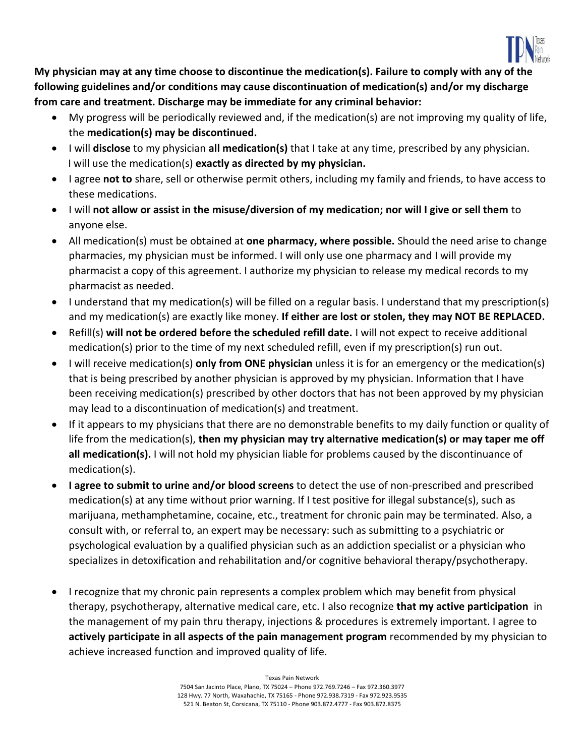**My physician may at any time choose to discontinue the medication(s). Failure to comply with any of the following guidelines and/or conditions may cause discontinuation of medication(s) and/or my discharge from care and treatment. Discharge may be immediate for any criminal behavior:**

- My progress will be periodically reviewed and, if the medication(s) are not improving my quality of life, the **medication(s) may be discontinued.**
- I will **disclose** to my physician **all medication(s)** that I take at any time, prescribed by any physician. I will use the medication(s) **exactly as directed by my physician.**
- I agree **not to** share, sell or otherwise permit others, including my family and friends, to have access to these medications.
- I will **not allow or assist in the misuse/diversion of my medication; nor will I give or sell them** to anyone else.
- All medication(s) must be obtained at **one pharmacy, where possible.** Should the need arise to change pharmacies, my physician must be informed. I will only use one pharmacy and I will provide my pharmacist a copy of this agreement. I authorize my physician to release my medical records to my pharmacist as needed.
- I understand that my medication(s) will be filled on a regular basis. I understand that my prescription(s) and my medication(s) are exactly like money. **If either are lost or stolen, they may NOT BE REPLACED.**
- Refill(s) **will not be ordered before the scheduled refill date.** I will not expect to receive additional medication(s) prior to the time of my next scheduled refill, even if my prescription(s) run out.
- I will receive medication(s) **only from ONE physician** unless it is for an emergency or the medication(s) that is being prescribed by another physician is approved by my physician. Information that I have been receiving medication(s) prescribed by other doctors that has not been approved by my physician may lead to a discontinuation of medication(s) and treatment.
- If it appears to my physicians that there are no demonstrable benefits to my daily function or quality of life from the medication(s), **then my physician may try alternative medication(s) or may taper me off all medication(s).** I will not hold my physician liable for problems caused by the discontinuance of medication(s).
- **I agree to submit to urine and/or blood screens** to detect the use of non-prescribed and prescribed medication(s) at any time without prior warning. If I test positive for illegal substance(s), such as marijuana, methamphetamine, cocaine, etc., treatment for chronic pain may be terminated. Also, a consult with, or referral to, an expert may be necessary: such as submitting to a psychiatric or psychological evaluation by a qualified physician such as an addiction specialist or a physician who specializes in detoxification and rehabilitation and/or cognitive behavioral therapy/psychotherapy.
- I recognize that my chronic pain represents a complex problem which may benefit from physical therapy, psychotherapy, alternative medical care, etc. I also recognize **that my active participation** in the management of my pain thru therapy, injections & procedures is extremely important. I agree to **actively participate in all aspects of the pain management program** recommended by my physician to achieve increased function and improved quality of life.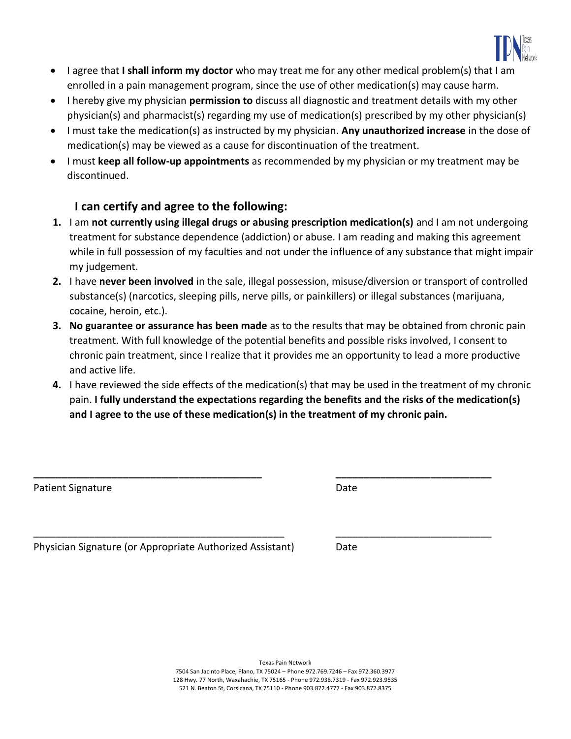- I agree that **I shall inform my doctor** who may treat me for any other medical problem(s) that I am enrolled in a pain management program, since the use of other medication(s) may cause harm.
- I hereby give my physician **permission to** discuss all diagnostic and treatment details with my other physician(s) and pharmacist(s) regarding my use of medication(s) prescribed by my other physician(s)
- I must take the medication(s) as instructed by my physician. **Any unauthorized increase** in the dose of medication(s) may be viewed as a cause for discontinuation of the treatment.
- I must **keep all follow-up appointments** as recommended by my physician or my treatment may be discontinued.

## I can certify and agree to the following:

1. I am **not currently using illegal drugs or abusing prescription medication(s)** and I am not undergoing treatment for substance dependence (addiction) or abuse. I am reading and making this agreement while in full possession of my faculties and not under the influence of any substance that might impair my judgement.
2. I have **never been involved** in the sale, illegal possession, misuse/diversion or transport of controlled substance(s) (narcotics, sleeping pills, nerve pills, or painkillers) or illegal substances (marijuana, cocaine, heroin, etc.).
3. **No guarantee or assurance has been made** as to the results that may be obtained from chronic pain treatment. With full knowledge of the potential benefits and possible risks involved, I consent to chronic pain treatment, since I realize that it provides me an opportunity to lead a more productive and active life.
4. I have reviewed the side effects of the medication(s) that may be used in the treatment of my chronic pain. **I fully understand the expectations regarding the benefits and the risks of the medication(s) and I agree to the use of these medication(s) in the treatment of my chronic pain.**

\_\_\_\_\_\_\_\_\_\_\_\_\_\_\_\_\_\_\_\_\_\_\_\_\_\_\_\_\_\_\_\_\_\_\_\_\_\_\_\_ \_\_\_\_\_\_\_\_\_\_\_\_\_\_\_\_\_\_\_\_\_\_\_\_\_\_\_\_

Patient Signature Date

\_\_\_\_\_\_\_\_\_\_\_\_\_\_\_\_\_\_\_\_\_\_\_\_\_\_\_\_\_\_\_\_\_\_\_\_\_\_\_\_ \_\_\_\_\_\_\_\_\_\_\_\_\_\_\_\_\_\_\_\_\_\_\_\_\_\_\_\_

Physician Signature (or Appropriate Authorized Assistant) Date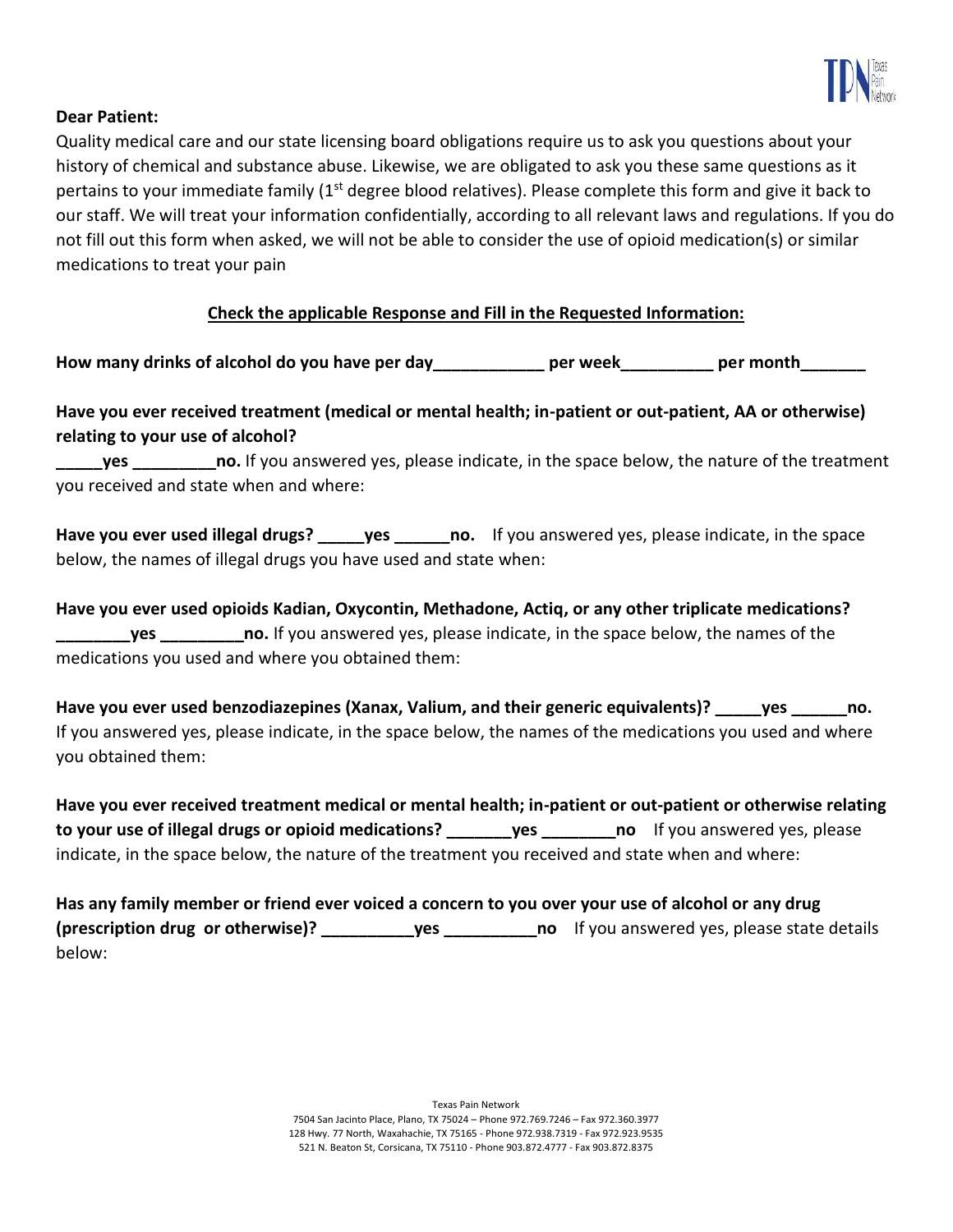**Dear Patient:**

Quality medical care and our state licensing board obligations require us to ask you questions about your history of chemical and substance abuse. Likewise, we are obligated to ask you these same questions as it pertains to your immediate family (1st degree blood relatives). Please complete this form and give it back to our staff. We will treat your information confidentially, according to all relevant laws and regulations. If you do not fill out this form when asked, we will not be able to consider the use of opioid medication(s) or similar medications to treat your pain

**Check the applicable Response and Fill in the Requested Information:**

**How many drinks of alcohol do you have per day____________ per week__________ per month_______**

**Have you ever received treatment (medical or mental health; in-patient or out-patient, AA or otherwise) relating to your use of alcohol?**

**_____yes _________no.** If you answered yes, please indicate, in the space below, the nature of the treatment you received and state when and where:

**Have you ever used illegal drugs? _____yes ______no.** If you answered yes, please indicate, in the space below, the names of illegal drugs you have used and state when:

**Have you ever used opioids Kadian, Oxycontin, Methadone, Actiq, or any other triplicate medications?**

**________yes _________no.** If you answered yes, please indicate, in the space below, the names of the medications you used and where you obtained them:

**Have you ever used benzodiazepines (Xanax, Valium, and their generic equivalents)? _____yes ______no.** If you answered yes, please indicate, in the space below, the names of the medications you used and where you obtained them:

**Have you ever received treatment medical or mental health; in-patient or out-patient or otherwise relating to your use of illegal drugs or opioid medications? _______yes ________no** If you answered yes, please indicate, in the space below, the nature of the treatment you received and state when and where:

**Has any family member or friend ever voiced a concern to you over your use of alcohol or any drug (prescription drug or otherwise)? __________yes __________no** If you answered yes, please state details below: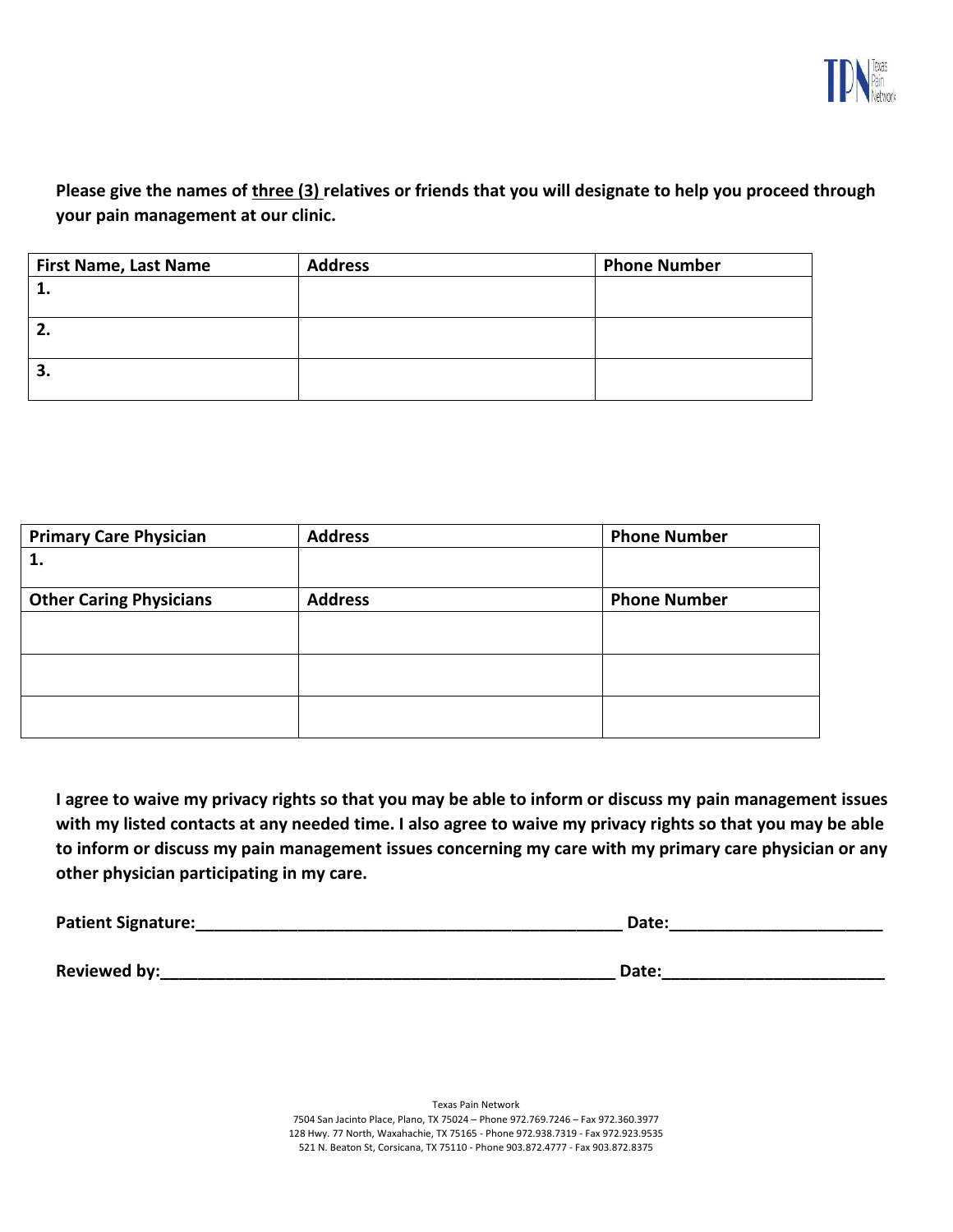**Please give the names of <u>three (3)</u> relatives or friends that you will designate to help you proceed through your pain management at our clinic.**

| First Name, Last Name | Address | Phone Number |
|---|---|---|
| **1.** | | |
| **2.** | | |
| **3.** | | |

| Primary Care Physician | Address | Phone Number |
|---|---|---|
| **1.** | | |
| **Other Caring Physicians** | **Address** | **Phone Number** |
| | | |
| | | |
| | | |

**I agree to waive my privacy rights so that you may be able to inform or discuss my pain management issues with my listed contacts at any needed time. I also agree to waive my privacy rights so that you may be able to inform or discuss my pain management issues concerning my care with my primary care physician or any other physician participating in my care.**

**Patient Signature:_______________________________________________ Date:______________________**

**Reviewed by:___________________________________________________ Date:_______________________**

Texas Pain Network
7504 San Jacinto Place, Plano, TX 75024 – Phone 972.769.7246 – Fax 972.360.3977
128 Hwy. 77 North, Waxahachie, TX 75165 - Phone 972.938.7319 - Fax 972.923.9535
521 N. Beaton St, Corsicana, TX 75110 - Phone 903.872.4777 - Fax 903.872.8375